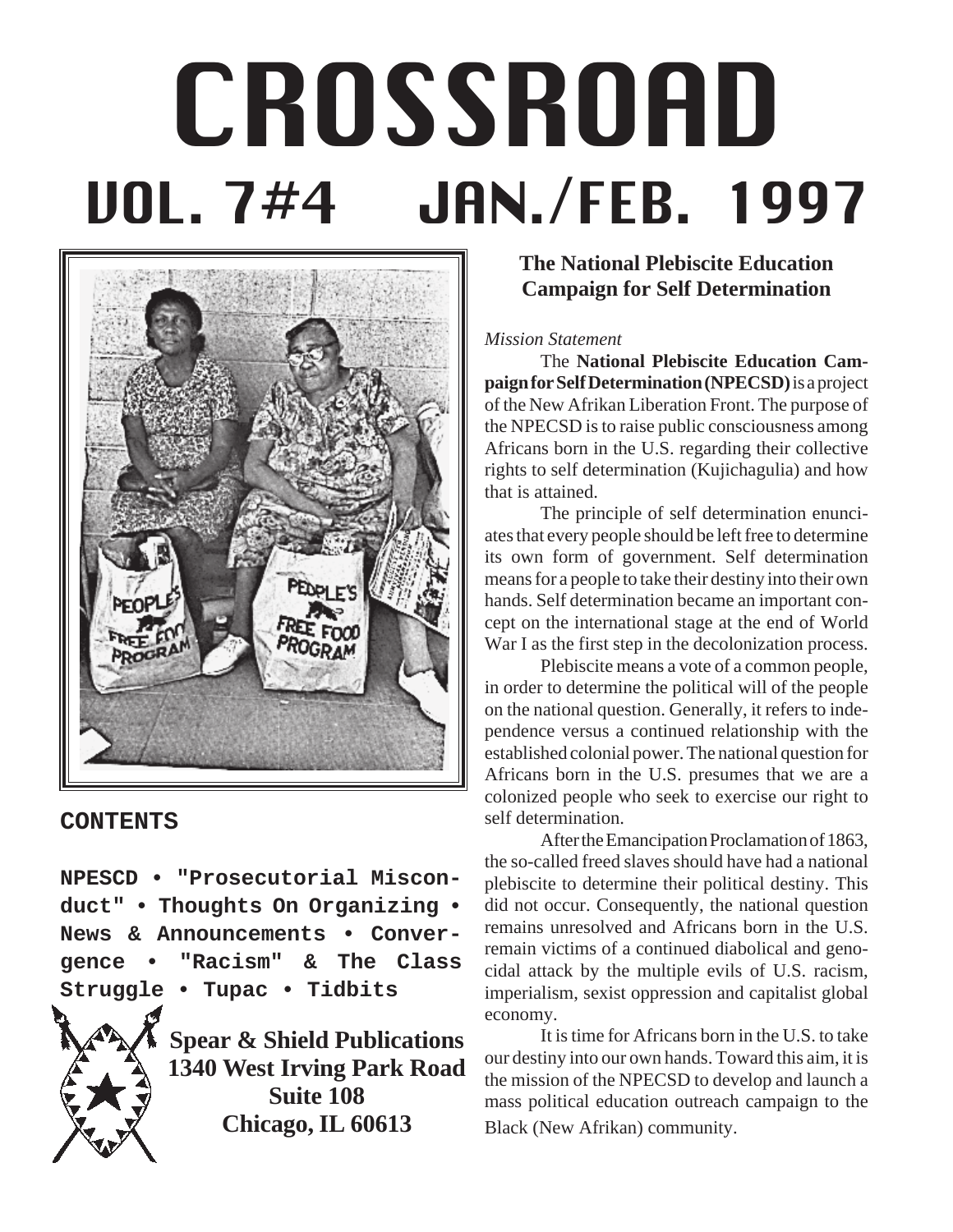# CROSSROAD

## VOL. 7#4 JAN./FEB. 1997

### CONTENTS

**NPESCD • "Prosecutorial Misconduct" • Thoughts On Organizing • News & Announcements • Convergence • "Racism" & The Class Struggle • Tupac • Tidbits**

**Spear & Shield Publications**
**1340 West Irving Park Road**
**Suite 108**
**Chicago, IL 60613**

## The National Plebiscite Education Campaign for Self Determination

*Mission Statement*

The **National Plebiscite Education Campaign for Self Determination (NPECSD)** is a project of the New Afrikan Liberation Front. The purpose of the NPECSD is to raise public consciousness among Africans born in the U.S. regarding their collective rights to self determination (Kujichagulia) and how that is attained.

The principle of self determination enunciates that every people should be left free to determine its own form of government. Self determination means for a people to take their destiny into their own hands. Self determination became an important concept on the international stage at the end of World War I as the first step in the decolonization process.

Plebiscite means a vote of a common people, in order to determine the political will of the people on the national question. Generally, it refers to independence versus a continued relationship with the established colonial power. The national question for Africans born in the U.S. presumes that we are a colonized people who seek to exercise our right to self determination.

After the Emancipation Proclamation of 1863, the so-called freed slaves should have had a national plebiscite to determine their political destiny. This did not occur. Consequently, the national question remains unresolved and Africans born in the U.S. remain victims of a continued diabolical and genocidal attack by the multiple evils of U.S. racism, imperialism, sexist oppression and capitalist global economy.

It is time for Africans born in the U.S. to take our destiny into our own hands. Toward this aim, it is the mission of the NPECSD to develop and launch a mass political education outreach campaign to the Black (New Afrikan) community.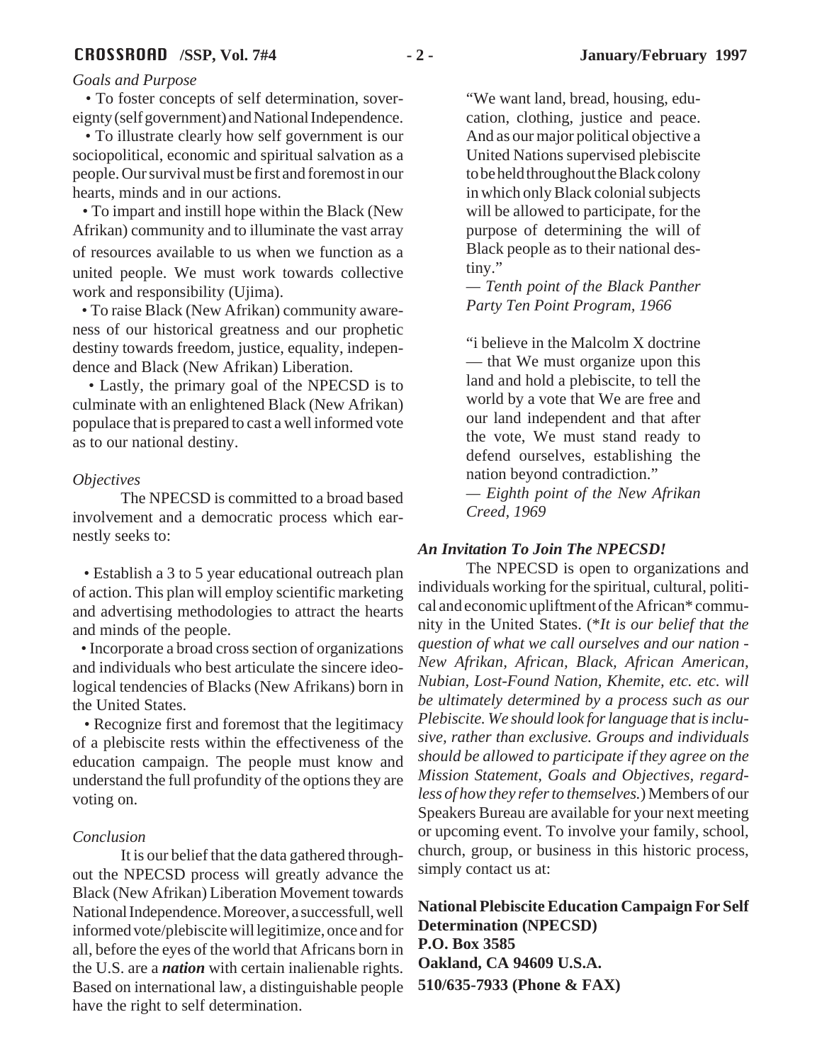*Goals and Purpose*

• To foster concepts of self determination, sovereignty (self government) and National Independence.

• To illustrate clearly how self government is our sociopolitical, economic and spiritual salvation as a people. Our survival must be first and foremost in our hearts, minds and in our actions.

• To impart and instill hope within the Black (New Afrikan) community and to illuminate the vast array of resources available to us when we function as a united people. We must work towards collective work and responsibility (Ujima).

• To raise Black (New Afrikan) community awareness of our historical greatness and our prophetic destiny towards freedom, justice, equality, independence and Black (New Afrikan) Liberation.

• Lastly, the primary goal of the NPECSD is to culminate with an enlightened Black (New Afrikan) populace that is prepared to cast a well informed vote as to our national destiny.

*Objectives*

The NPECSD is committed to a broad based involvement and a democratic process which earnestly seeks to:

• Establish a 3 to 5 year educational outreach plan of action. This plan will employ scientific marketing and advertising methodologies to attract the hearts and minds of the people.

• Incorporate a broad cross section of organizations and individuals who best articulate the sincere ideological tendencies of Blacks (New Afrikans) born in the United States.

• Recognize first and foremost that the legitimacy of a plebiscite rests within the effectiveness of the education campaign. The people must know and understand the full profundity of the options they are voting on.

*Conclusion*

It is our belief that the data gathered throughout the NPECSD process will greatly advance the Black (New Afrikan) Liberation Movement towards National Independence. Moreover, a successfull, well informed vote/plebiscite will legitimize, once and for all, before the eyes of the world that Africans born in the U.S. are a ***nation*** with certain inalienable rights. Based on international law, a distinguishable people have the right to self determination.

> "We want land, bread, housing, education, clothing, justice and peace. And as our major political objective a United Nations supervised plebiscite to be held throughout the Black colony in which only Black colonial subjects will be allowed to participate, for the purpose of determining the will of Black people as to their national destiny."
>
> — *Tenth point of the Black Panther Party Ten Point Program, 1966*

> "i believe in the Malcolm X doctrine — that We must organize upon this land and hold a plebiscite, to tell the world by a vote that We are free and our land independent and that after the vote, We must stand ready to defend ourselves, establishing the nation beyond contradiction."
>
> — *Eighth point of the New Afrikan Creed, 1969*

***An Invitation To Join The NPECSD!***

The NPECSD is open to organizations and individuals working for the spiritual, cultural, political and economic upliftment of the African* community in the United States. (**It is our belief that the question of what we call ourselves and our nation - New Afrikan, African, Black, African American, Nubian, Lost-Found Nation, Khemite, etc. etc. will be ultimately determined by a process such as our Plebiscite. We should look for language that is inclusive, rather than exclusive. Groups and individuals should be allowed to participate if they agree on the Mission Statement, Goals and Objectives, regardless of how they refer to themselves.*) Members of our Speakers Bureau are available for your next meeting or upcoming event. To involve your family, school, church, group, or business in this historic process, simply contact us at:

**National Plebiscite Education Campaign For Self Determination (NPECSD)**
**P.O. Box 3585**
**Oakland, CA 94609 U.S.A.**
**510/635-7933 (Phone & FAX)**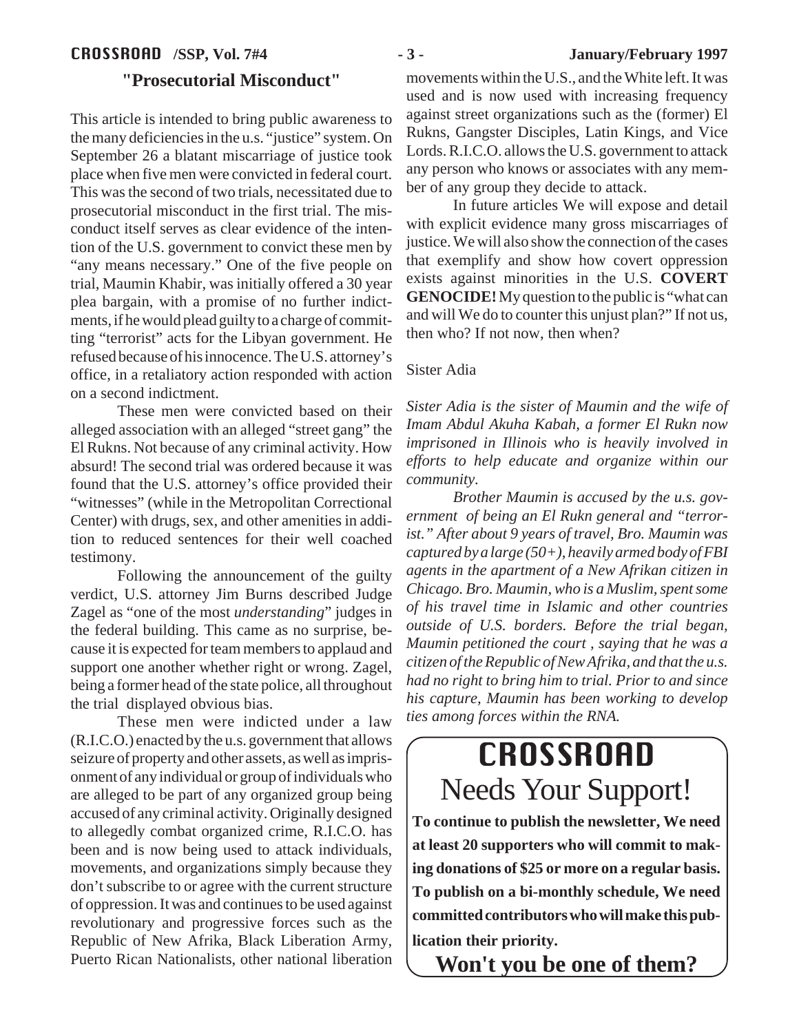## "Prosecutorial Misconduct"

This article is intended to bring public awareness to the many deficiencies in the u.s. "justice" system. On September 26 a blatant miscarriage of justice took place when five men were convicted in federal court. This was the second of two trials, necessitated due to prosecutorial misconduct in the first trial. The misconduct itself serves as clear evidence of the intention of the U.S. government to convict these men by "any means necessary." One of the five people on trial, Maumin Khabir, was initially offered a 30 year plea bargain, with a promise of no further indictments, if he would plead guilty to a charge of committing "terrorist" acts for the Libyan government. He refused because of his innocence. The U.S. attorney's office, in a retaliatory action responded with action on a second indictment.

These men were convicted based on their alleged association with an alleged "street gang" the El Rukns. Not because of any criminal activity. How absurd! The second trial was ordered because it was found that the U.S. attorney's office provided their "witnesses" (while in the Metropolitan Correctional Center) with drugs, sex, and other amenities in addition to reduced sentences for their well coached testimony.

Following the announcement of the guilty verdict, U.S. attorney Jim Burns described Judge Zagel as "one of the most *understanding*" judges in the federal building. This came as no surprise, because it is expected for team members to applaud and support one another whether right or wrong. Zagel, being a former head of the state police, all throughout the trial displayed obvious bias.

These men were indicted under a law (R.I.C.O.) enacted by the u.s. government that allows seizure of property and other assets, as well as imprisonment of any individual or group of individuals who are alleged to be part of any organized group being accused of any criminal activity. Originally designed to allegedly combat organized crime, R.I.C.O. has been and is now being used to attack individuals, movements, and organizations simply because they don't subscribe to or agree with the current structure of oppression. It was and continues to be used against revolutionary and progressive forces such as the Republic of New Afrika, Black Liberation Army, Puerto Rican Nationalists, other national liberation movements within the U.S., and the White left. It was used and is now used with increasing frequency against street organizations such as the (former) El Rukns, Gangster Disciples, Latin Kings, and Vice Lords. R.I.C.O. allows the U.S. government to attack any person who knows or associates with any member of any group they decide to attack.

In future articles We will expose and detail with explicit evidence many gross miscarriages of justice. We will also show the connection of the cases that exemplify and show how covert oppression exists against minorities in the U.S. **COVERT GENOCIDE!** My question to the public is "what can and will We do to counter this unjust plan?" If not us, then who? If not now, then when?

Sister Adia

*Sister Adia is the sister of Maumin and the wife of Imam Abdul Akuha Kabah, a former El Rukn now imprisoned in Illinois who is heavily involved in efforts to help educate and organize within our community.*

*Brother Maumin is accused by the u.s. government of being an El Rukn general and "terrorist." After about 9 years of travel, Bro. Maumin was captured by a large (50+), heavily armed body of FBI agents in the apartment of a New Afrikan citizen in Chicago. Bro. Maumin, who is a Muslim, spent some of his travel time in Islamic and other countries outside of U.S. borders. Before the trial began, Maumin petitioned the court , saying that he was a citizen of the Republic of New Afrika, and that the u.s. had no right to bring him to trial. Prior to and since his capture, Maumin has been working to develop ties among forces within the RNA.*

## CROSSROAD Needs Your Support!

**To continue to publish the newsletter, We need at least 20 supporters who will commit to making donations of $25 or more on a regular basis. To publish on a bi-monthly schedule, We need committed contributors who will make this publication their priority.**

**Won't you be one of them?**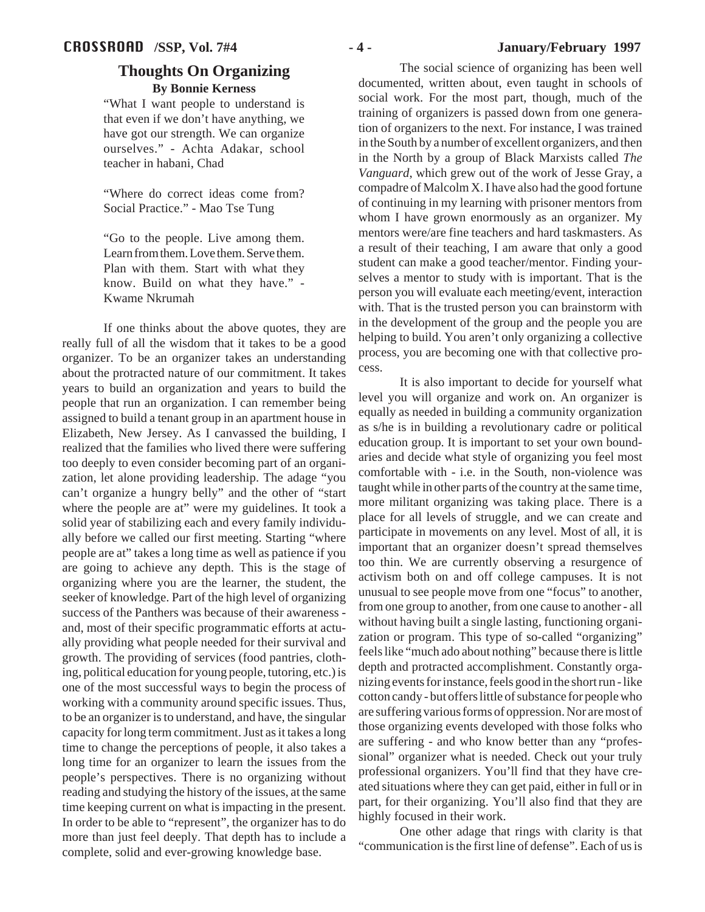## Thoughts On Organizing

**By Bonnie Kerness**

> "What I want people to understand is that even if we don't have anything, we have got our strength. We can organize ourselves." - Achta Adakar, school teacher in habani, Chad
>
> "Where do correct ideas come from? Social Practice." - Mao Tse Tung
>
> "Go to the people. Live among them. Learn from them. Love them. Serve them. Plan with them. Start with what they know. Build on what they have." - Kwame Nkrumah

If one thinks about the above quotes, they are really full of all the wisdom that it takes to be a good organizer. To be an organizer takes an understanding about the protracted nature of our commitment. It takes years to build an organization and years to build the people that run an organization. I can remember being assigned to build a tenant group in an apartment house in Elizabeth, New Jersey. As I canvassed the building, I realized that the families who lived there were suffering too deeply to even consider becoming part of an organization, let alone providing leadership. The adage "you can't organize a hungry belly" and the other of "start where the people are at" were my guidelines. It took a solid year of stabilizing each and every family individually before we called our first meeting. Starting "where people are at" takes a long time as well as patience if you are going to achieve any depth. This is the stage of organizing where you are the learner, the student, the seeker of knowledge. Part of the high level of organizing success of the Panthers was because of their awareness - and, most of their specific programmatic efforts at actually providing what people needed for their survival and growth. The providing of services (food pantries, clothing, political education for young people, tutoring, etc.) is one of the most successful ways to begin the process of working with a community around specific issues. Thus, to be an organizer is to understand, and have, the singular capacity for long term commitment. Just as it takes a long time to change the perceptions of people, it also takes a long time for an organizer to learn the issues from the people's perspectives. There is no organizing without reading and studying the history of the issues, at the same time keeping current on what is impacting in the present. In order to be able to "represent", the organizer has to do more than just feel deeply. That depth has to include a complete, solid and ever-growing knowledge base.

The social science of organizing has been well documented, written about, even taught in schools of social work. For the most part, though, much of the training of organizers is passed down from one generation of organizers to the next. For instance, I was trained in the South by a number of excellent organizers, and then in the North by a group of Black Marxists called *The Vanguard*, which grew out of the work of Jesse Gray, a compadre of Malcolm X. I have also had the good fortune of continuing in my learning with prisoner mentors from whom I have grown enormously as an organizer. My mentors were/are fine teachers and hard taskmasters. As a result of their teaching, I am aware that only a good student can make a good teacher/mentor. Finding yourselves a mentor to study with is important. That is the person you will evaluate each meeting/event, interaction with. That is the trusted person you can brainstorm with in the development of the group and the people you are helping to build. You aren't only organizing a collective process, you are becoming one with that collective process.

It is also important to decide for yourself what level you will organize and work on. An organizer is equally as needed in building a community organization as s/he is in building a revolutionary cadre or political education group. It is important to set your own boundaries and decide what style of organizing you feel most comfortable with - i.e. in the South, non-violence was taught while in other parts of the country at the same time, more militant organizing was taking place. There is a place for all levels of struggle, and we can create and participate in movements on any level. Most of all, it is important that an organizer doesn't spread themselves too thin. We are currently observing a resurgence of activism both on and off college campuses. It is not unusual to see people move from one "focus" to another, from one group to another, from one cause to another - all without having built a single lasting, functioning organization or program. This type of so-called "organizing" feels like "much ado about nothing" because there is little depth and protracted accomplishment. Constantly organizing events for instance, feels good in the short run - like cotton candy - but offers little of substance for people who are suffering various forms of oppression. Nor are most of those organizing events developed with those folks who are suffering - and who know better than any "professional" organizer what is needed. Check out your truly professional organizers. You'll find that they have created situations where they can get paid, either in full or in part, for their organizing. You'll also find that they are highly focused in their work.

One other adage that rings with clarity is that "communication is the first line of defense". Each of us is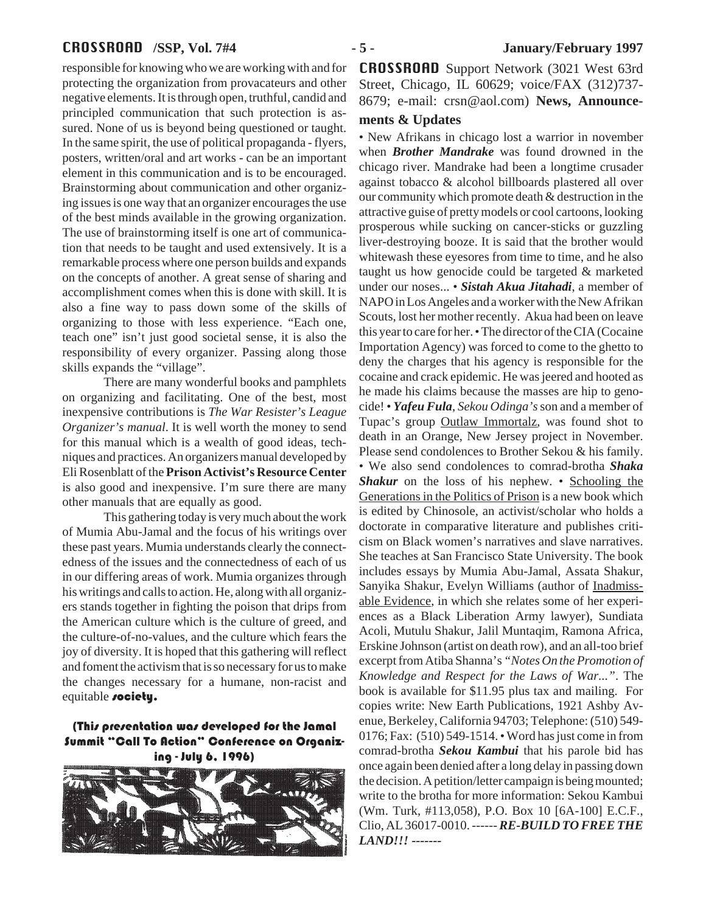responsible for knowing who we are working with and for protecting the organization from provacateurs and other negative elements. It is through open, truthful, candid and principled communication that such protection is assured. None of us is beyond being questioned or taught. In the same spirit, the use of political propaganda - flyers, posters, written/oral and art works - can be an important element in this communication and is to be encouraged. Brainstorming about communication and other organizing issues is one way that an organizer encourages the use of the best minds available in the growing organization. The use of brainstorming itself is one art of communication that needs to be taught and used extensively. It is a remarkable process where one person builds and expands on the concepts of another. A great sense of sharing and accomplishment comes when this is done with skill. It is also a fine way to pass down some of the skills of organizing to those with less experience. "Each one, teach one" isn't just good societal sense, it is also the responsibility of every organizer. Passing along those skills expands the "village".

There are many wonderful books and pamphlets on organizing and facilitating. One of the best, most inexpensive contributions is *The War Resister's League Organizer's manual*. It is well worth the money to send for this manual which is a wealth of good ideas, techniques and practices. An organizers manual developed by Eli Rosenblatt of the **Prison Activist's Resource Center** is also good and inexpensive. I'm sure there are many other manuals that are equally as good.

This gathering today is very much about the work of Mumia Abu-Jamal and the focus of his writings over these past years. Mumia understands clearly the connectedness of the issues and the connectedness of each of us in our differing areas of work. Mumia organizes through his writings and calls to action. He, along with all organizers stands together in fighting the poison that drips from the American culture which is the culture of greed, and the culture-of-no-values, and the culture which fears the joy of diversity. It is hoped that this gathering will reflect and foment the activism that is so necessary for us to make the changes necessary for a humane, non-racist and equitable **society.**

**(This presentation was developed for the Jamal Summit "Call To Action" Conference on Organizing - July 6, 1996)**

**CROSSROAD** Support Network (3021 West 63rd Street, Chicago, IL 60629; voice/FAX (312)737-8679; e-mail: crsn@aol.com) **News, Announcements & Updates**

• New Afrikans in chicago lost a warrior in november when ***Brother Mandrake*** was found drowned in the chicago river. Mandrake had been a longtime crusader against tobacco & alcohol billboards plastered all over our community which promote death & destruction in the attractive guise of pretty models or cool cartoons, looking prosperous while sucking on cancer-sticks or guzzling liver-destroying booze. It is said that the brother would whitewash these eyesores from time to time, and he also taught us how genocide could be targeted & marketed under our noses... • ***Sistah Akua Jitahadi***, a member of NAPO in Los Angeles and a worker with the New Afrikan Scouts, lost her mother recently. Akua had been on leave this year to care for her. • The director of the CIA (Cocaine Importation Agency) was forced to come to the ghetto to deny the charges that his agency is responsible for the cocaine and crack epidemic. He was jeered and hooted as he made his claims because the masses are hip to genocide! • ***Yafeu Fula***, *Sekou Odinga's* son and a member of Tupac's group Outlaw Immortalz, was found shot to death in an Orange, New Jersey project in November. Please send condolences to Brother Sekou & his family. • We also send condolences to comrad-brotha ***Shaka Shakur*** on the loss of his nephew. • Schooling the Generations in the Politics of Prison is a new book which is edited by Chinosole, an activist/scholar who holds a doctorate in comparative literature and publishes criticism on Black women's narratives and slave narratives. She teaches at San Francisco State University. The book includes essays by Mumia Abu-Jamal, Assata Shakur, Sanyika Shakur, Evelyn Williams (author of Inadmissable Evidence, in which she relates some of her experiences as a Black Liberation Army lawyer), Sundiata Acoli, Mutulu Shakur, Jalil Muntaqim, Ramona Africa, Erskine Johnson (artist on death row), and an all-too brief excerpt from Atiba Shanna's *"Notes On the Promotion of Knowledge and Respect for the Laws of War..."*. The book is available for $11.95 plus tax and mailing. For copies write: New Earth Publications, 1921 Ashby Avenue, Berkeley, California 94703; Telephone: (510) 549-0176; Fax: (510) 549-1514. • Word has just come in from comrad-brotha ***Sekou Kambui*** that his parole bid has once again been denied after a long delay in passing down the decision. A petition/letter campaign is being mounted; write to the brotha for more information: Sekou Kambui (Wm. Turk, #113,058), P.O. Box 10 [6A-100] E.C.F., Clio, AL 36017-0010. ------ ***RE-BUILD TO FREE THE LAND!!!*** -------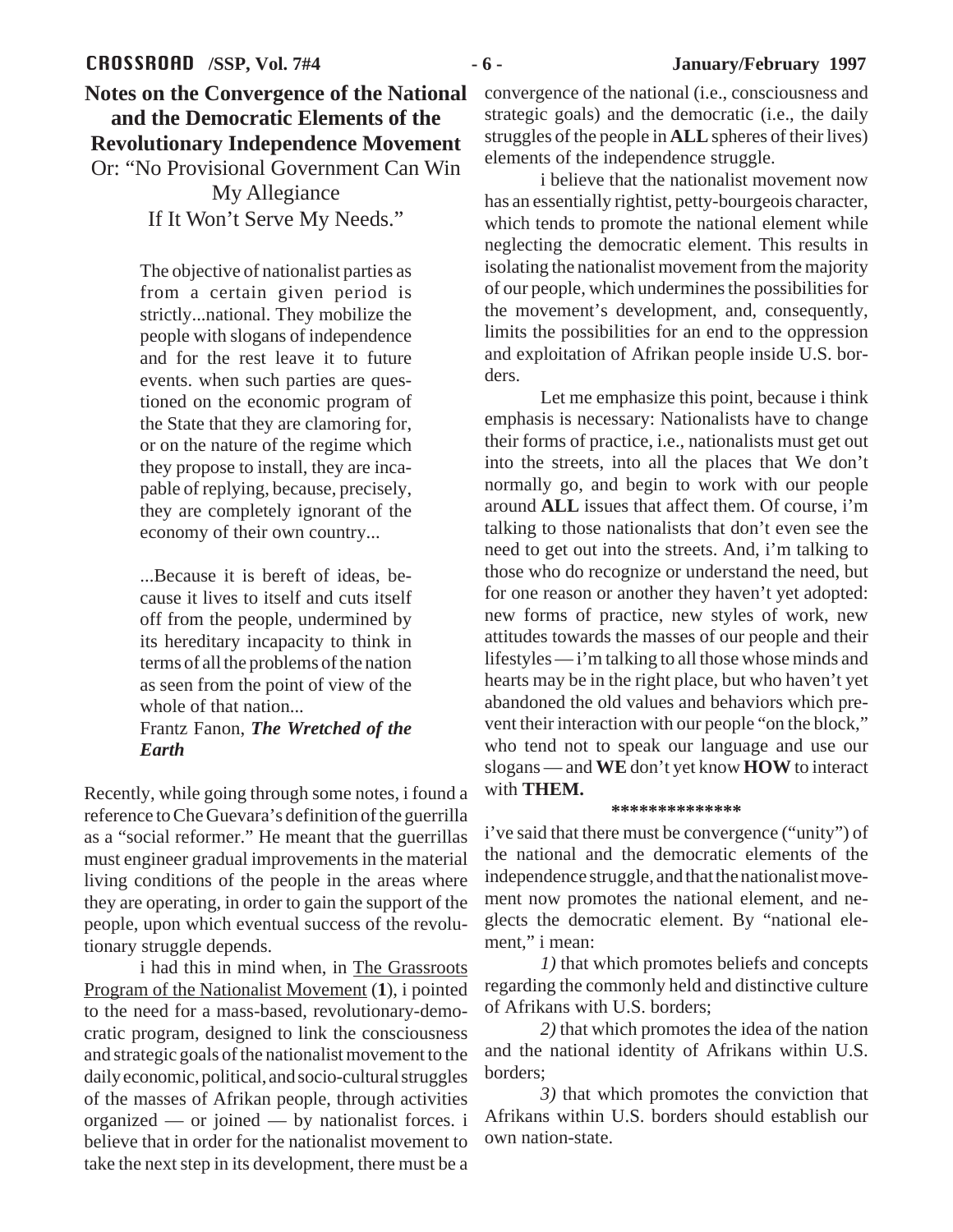# Notes on the Convergence of the National and the Democratic Elements of the Revolutionary Independence Movement

Or: "No Provisional Government Can Win My Allegiance If It Won't Serve My Needs."

> The objective of nationalist parties as from a certain given period is strictly...national. They mobilize the people with slogans of independence and for the rest leave it to future events. when such parties are questioned on the economic program of the State that they are clamoring for, or on the nature of the regime which they propose to install, they are incapable of replying, because, precisely, they are completely ignorant of the economy of their own country...
>
> ...Because it is bereft of ideas, because it lives to itself and cuts itself off from the people, undermined by its hereditary incapacity to think in terms of all the problems of the nation as seen from the point of view of the whole of that nation...
>
> Frantz Fanon, ***The Wretched of the Earth***

Recently, while going through some notes, i found a reference to Che Guevara's definition of the guerrilla as a "social reformer." He meant that the guerrillas must engineer gradual improvements in the material living conditions of the people in the areas where they are operating, in order to gain the support of the people, upon which eventual success of the revolutionary struggle depends.

i had this in mind when, in The Grassroots Program of the Nationalist Movement (**1**), i pointed to the need for a mass-based, revolutionary-democratic program, designed to link the consciousness and strategic goals of the nationalist movement to the daily economic, political, and socio-cultural struggles of the masses of Afrikan people, through activities organized — or joined — by nationalist forces. i believe that in order for the nationalist movement to take the next step in its development, there must be a convergence of the national (i.e., consciousness and strategic goals) and the democratic (i.e., the daily struggles of the people in **ALL** spheres of their lives) elements of the independence struggle.

i believe that the nationalist movement now has an essentially rightist, petty-bourgeois character, which tends to promote the national element while neglecting the democratic element. This results in isolating the nationalist movement from the majority of our people, which undermines the possibilities for the movement's development, and, consequently, limits the possibilities for an end to the oppression and exploitation of Afrikan people inside U.S. borders.

Let me emphasize this point, because i think emphasis is necessary: Nationalists have to change their forms of practice, i.e., nationalists must get out into the streets, into all the places that We don't normally go, and begin to work with our people around **ALL** issues that affect them. Of course, i'm talking to those nationalists that don't even see the need to get out into the streets. And, i'm talking to those who do recognize or understand the need, but for one reason or another they haven't yet adopted: new forms of practice, new styles of work, new attitudes towards the masses of our people and their lifestyles — i'm talking to all those whose minds and hearts may be in the right place, but who haven't yet abandoned the old values and behaviors which prevent their interaction with our people "on the block," who tend not to speak our language and use our slogans — and **WE** don't yet know **HOW** to interact with **THEM.**

**************

i've said that there must be convergence ("unity") of the national and the democratic elements of the independence struggle, and that the nationalist movement now promotes the national element, and neglects the democratic element. By "national element," i mean:

*1)* that which promotes beliefs and concepts regarding the commonly held and distinctive culture of Afrikans with U.S. borders;

*2)* that which promotes the idea of the nation and the national identity of Afrikans within U.S. borders;

*3)* that which promotes the conviction that Afrikans within U.S. borders should establish our own nation-state.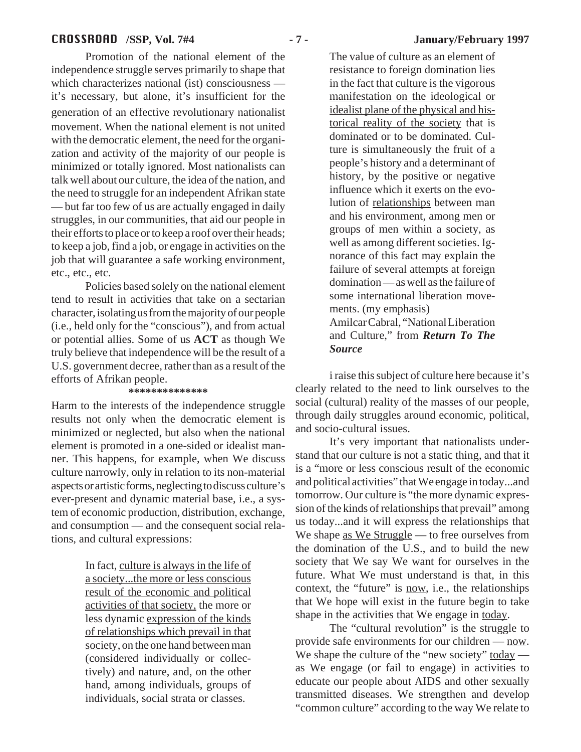Promotion of the national element of the independence struggle serves primarily to shape that which characterizes national (ist) consciousness — it's necessary, but alone, it's insufficient for the generation of an effective revolutionary nationalist movement. When the national element is not united with the democratic element, the need for the organization and activity of the majority of our people is minimized or totally ignored. Most nationalists can talk well about our culture, the idea of the nation, and the need to struggle for an independent Afrikan state — but far too few of us are actually engaged in daily struggles, in our communities, that aid our people in their efforts to place or to keep a roof over their heads; to keep a job, find a job, or engage in activities on the job that will guarantee a safe working environment, etc., etc., etc.

Policies based solely on the national element tend to result in activities that take on a sectarian character, isolating us from the majority of our people (i.e., held only for the "conscious"), and from actual or potential allies. Some of us **ACT** as though We truly believe that independence will be the result of a U.S. government decree, rather than as a result of the efforts of Afrikan people.

**************

Harm to the interests of the independence struggle results not only when the democratic element is minimized or neglected, but also when the national element is promoted in a one-sided or idealist manner. This happens, for example, when We discuss culture narrowly, only in relation to its non-material aspects or artistic forms, neglecting to discuss culture's ever-present and dynamic material base, i.e., a system of economic production, distribution, exchange, and consumption — and the consequent social relations, and cultural expressions:

> In fact, culture is always in the life of a society...the more or less conscious result of the economic and political activities of that society, the more or less dynamic expression of the kinds of relationships which prevail in that society, on the one hand between man (considered individually or collectively) and nature, and, on the other hand, among individuals, groups of individuals, social strata or classes.
>
> The value of culture as an element of resistance to foreign domination lies in the fact that culture is the vigorous manifestation on the ideological or idealist plane of the physical and historical reality of the society that is dominated or to be dominated. Culture is simultaneously the fruit of a people's history and a determinant of history, by the positive or negative influence which it exerts on the evolution of relationships between man and his environment, among men or groups of men within a society, as well as among different societies. Ignorance of this fact may explain the failure of several attempts at foreign domination — as well as the failure of some international liberation movements. (my emphasis)
>
> Amilcar Cabral, "National Liberation and Culture," from ***Return To The Source***

i raise this subject of culture here because it's clearly related to the need to link ourselves to the social (cultural) reality of the masses of our people, through daily struggles around economic, political, and socio-cultural issues.

It's very important that nationalists understand that our culture is not a static thing, and that it is a "more or less conscious result of the economic and political activities" that We engage in today...and tomorrow. Our culture is "the more dynamic expression of the kinds of relationships that prevail" among us today...and it will express the relationships that We shape as We Struggle — to free ourselves from the domination of the U.S., and to build the new society that We say We want for ourselves in the future. What We must understand is that, in this context, the "future" is now, i.e., the relationships that We hope will exist in the future begin to take shape in the activities that We engage in today.

The "cultural revolution" is the struggle to provide safe environments for our children — now. We shape the culture of the "new society" today — as We engage (or fail to engage) in activities to educate our people about AIDS and other sexually transmitted diseases. We strengthen and develop "common culture" according to the way We relate to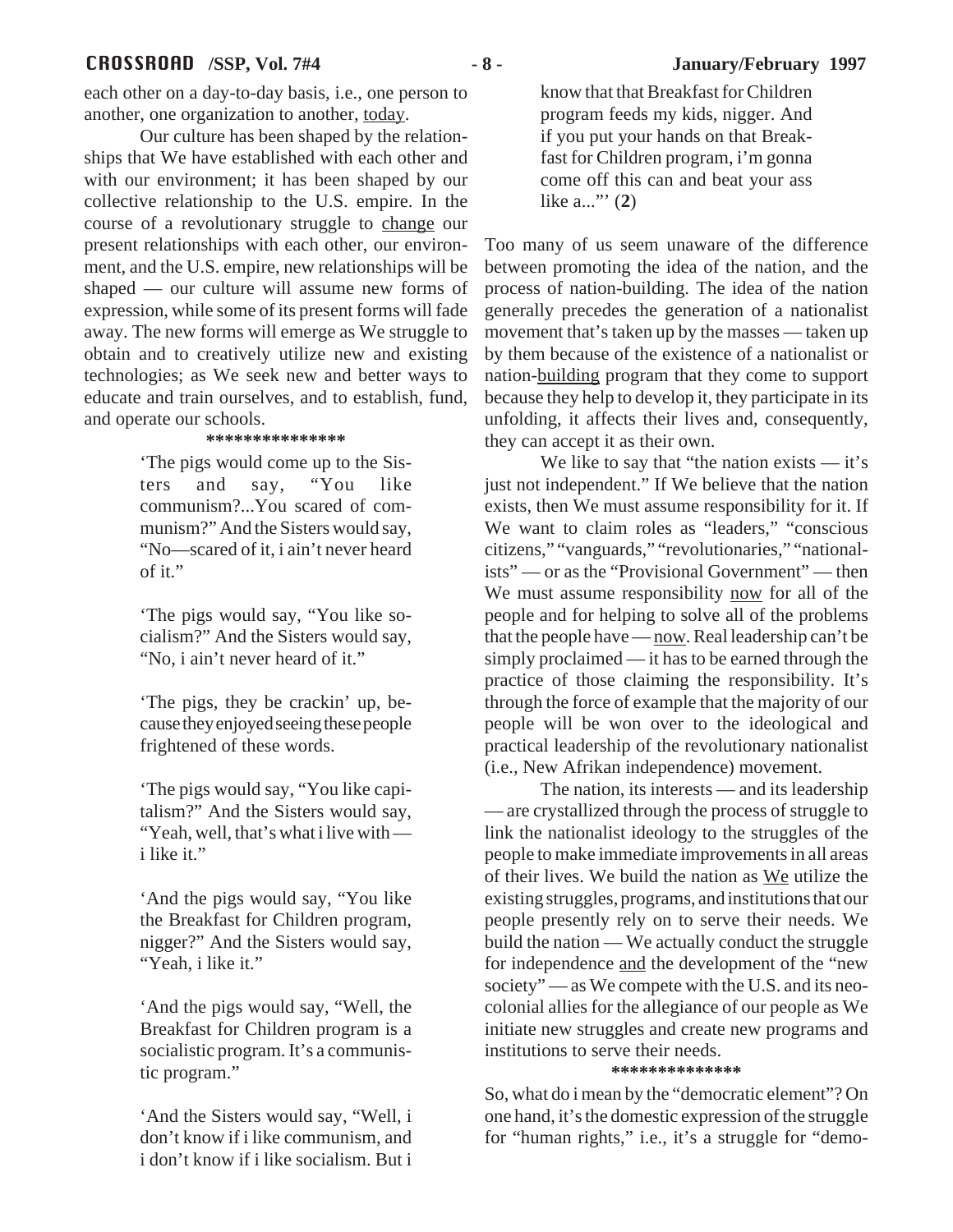each other on a day-to-day basis, i.e., one person to another, one organization to another, <u>today</u>.

Our culture has been shaped by the relationships that We have established with each other and with our environment; it has been shaped by our collective relationship to the U.S. empire. In the course of a revolutionary struggle to <u>change</u> our present relationships with each other, our environment, and the U.S. empire, new relationships will be shaped — our culture will assume new forms of expression, while some of its present forms will fade away. The new forms will emerge as We struggle to obtain and to creatively utilize new and existing technologies; as We seek new and better ways to educate and train ourselves, and to establish, fund, and operate our schools.

***************

> 'The pigs would come up to the Sisters and say, "You like communism?...You scared of communism?" And the Sisters would say, "No—scared of it, i ain't never heard of it."
>
> 'The pigs would say, "You like socialism?" And the Sisters would say, "No, i ain't never heard of it."
>
> 'The pigs, they be crackin' up, because they enjoyed seeing these people frightened of these words.
>
> 'The pigs would say, "You like capitalism?" And the Sisters would say, "Yeah, well, that's what i live with — i like it."
>
> 'And the pigs would say, "You like the Breakfast for Children program, nigger?" And the Sisters would say, "Yeah, i like it."
>
> 'And the pigs would say, "Well, the Breakfast for Children program is a socialistic program. It's a communistic program."
>
> 'And the Sisters would say, "Well, i don't know if i like communism, and i don't know if i like socialism. But i know that that Breakfast for Children program feeds my kids, nigger. And if you put your hands on that Breakfast for Children program, i'm gonna come off this can and beat your ass like a..."' (**2**)

Too many of us seem unaware of the difference between promoting the idea of the nation, and the process of nation-building. The idea of the nation generally precedes the generation of a nationalist movement that's taken up by the masses — taken up by them because of the existence of a nationalist or nation-<u>building</u> program that they come to support because they help to develop it, they participate in its unfolding, it affects their lives and, consequently, they can accept it as their own.

We like to say that "the nation exists — it's just not independent." If We believe that the nation exists, then We must assume responsibility for it. If We want to claim roles as "leaders," "conscious citizens," "vanguards," "revolutionaries," "nationalists" — or as the "Provisional Government" — then We must assume responsibility <u>now</u> for all of the people and for helping to solve all of the problems that the people have — <u>now</u>. Real leadership can't be simply proclaimed — it has to be earned through the practice of those claiming the responsibility. It's through the force of example that the majority of our people will be won over to the ideological and practical leadership of the revolutionary nationalist (i.e., New Afrikan independence) movement.

The nation, its interests — and its leadership — are crystallized through the process of struggle to link the nationalist ideology to the struggles of the people to make immediate improvements in all areas of their lives. We build the nation as <u>We</u> utilize the existing struggles, programs, and institutions that our people presently rely on to serve their needs. We build the nation — We actually conduct the struggle for independence <u>and</u> the development of the "new society" — as We compete with the U.S. and its neo-colonial allies for the allegiance of our people as We initiate new struggles and create new programs and institutions to serve their needs.

**************

So, what do i mean by the "democratic element"? On one hand, it's the domestic expression of the struggle for "human rights," i.e., it's a struggle for "demo-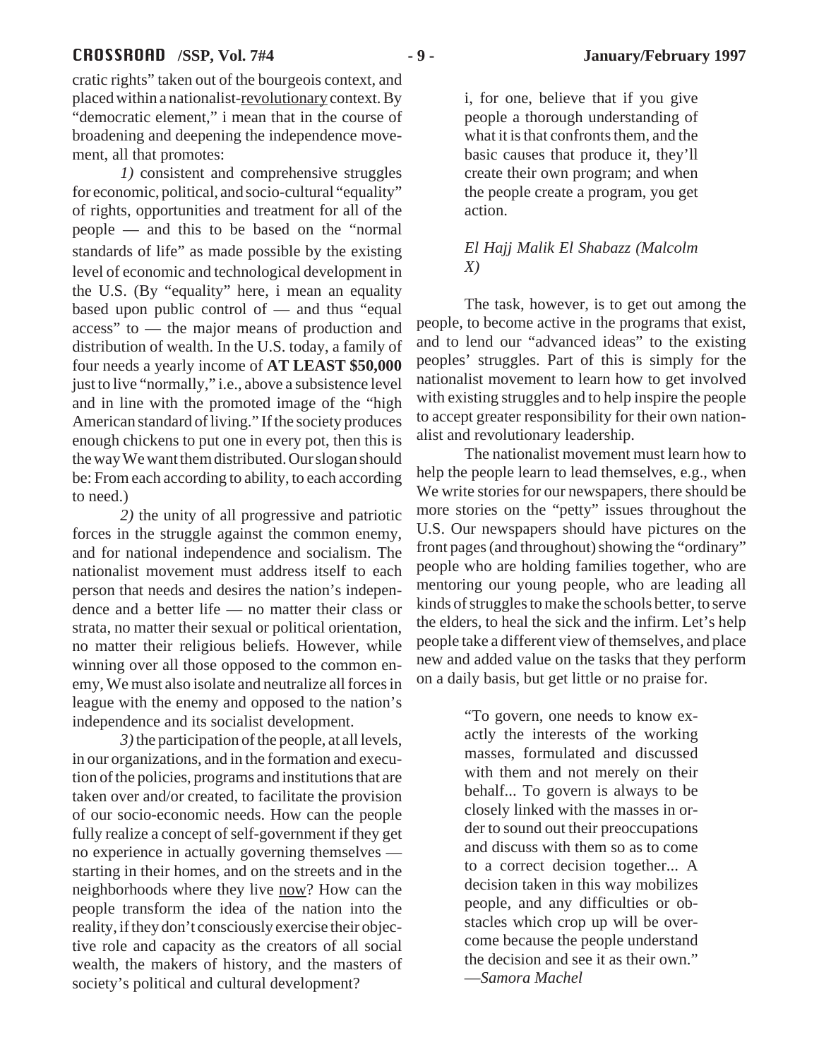cratic rights" taken out of the bourgeois context, and placed within a nationalist-revolutionary context. By "democratic element," i mean that in the course of broadening and deepening the independence movement, all that promotes:

*1)* consistent and comprehensive struggles for economic, political, and socio-cultural "equality" of rights, opportunities and treatment for all of the people — and this to be based on the "normal standards of life" as made possible by the existing level of economic and technological development in the U.S. (By "equality" here, i mean an equality based upon public control of — and thus "equal access" to — the major means of production and distribution of wealth. In the U.S. today, a family of four needs a yearly income of **AT LEAST $50,000** just to live "normally," i.e., above a subsistence level and in line with the promoted image of the "high American standard of living." If the society produces enough chickens to put one in every pot, then this is the way We want them distributed. Our slogan should be: From each according to ability, to each according to need.)

*2)* the unity of all progressive and patriotic forces in the struggle against the common enemy, and for national independence and socialism. The nationalist movement must address itself to each person that needs and desires the nation's independence and a better life — no matter their class or strata, no matter their sexual or political orientation, no matter their religious beliefs. However, while winning over all those opposed to the common enemy, We must also isolate and neutralize all forces in league with the enemy and opposed to the nation's independence and its socialist development.

*3)* the participation of the people, at all levels, in our organizations, and in the formation and execution of the policies, programs and institutions that are taken over and/or created, to facilitate the provision of our socio-economic needs. How can the people fully realize a concept of self-government if they get no experience in actually governing themselves — starting in their homes, and on the streets and in the neighborhoods where they live now? How can the people transform the idea of the nation into the reality, if they don't consciously exercise their objective role and capacity as the creators of all social wealth, the makers of history, and the masters of society's political and cultural development?

> i, for one, believe that if you give people a thorough understanding of what it is that confronts them, and the basic causes that produce it, they'll create their own program; and when the people create a program, you get action.
>
> *El Hajj Malik El Shabazz (Malcolm X)*

The task, however, is to get out among the people, to become active in the programs that exist, and to lend our "advanced ideas" to the existing peoples' struggles. Part of this is simply for the nationalist movement to learn how to get involved with existing struggles and to help inspire the people to accept greater responsibility for their own nationalist and revolutionary leadership.

The nationalist movement must learn how to help the people learn to lead themselves, e.g., when We write stories for our newspapers, there should be more stories on the "petty" issues throughout the U.S. Our newspapers should have pictures on the front pages (and throughout) showing the "ordinary" people who are holding families together, who are mentoring our young people, who are leading all kinds of struggles to make the schools better, to serve the elders, to heal the sick and the infirm. Let's help people take a different view of themselves, and place new and added value on the tasks that they perform on a daily basis, but get little or no praise for.

> "To govern, one needs to know exactly the interests of the working masses, formulated and discussed with them and not merely on their behalf... To govern is always to be closely linked with the masses in order to sound out their preoccupations and discuss with them so as to come to a correct decision together... A decision taken in this way mobilizes people, and any difficulties or obstacles which crop up will be overcome because the people understand the decision and see it as their own."
> —*Samora Machel*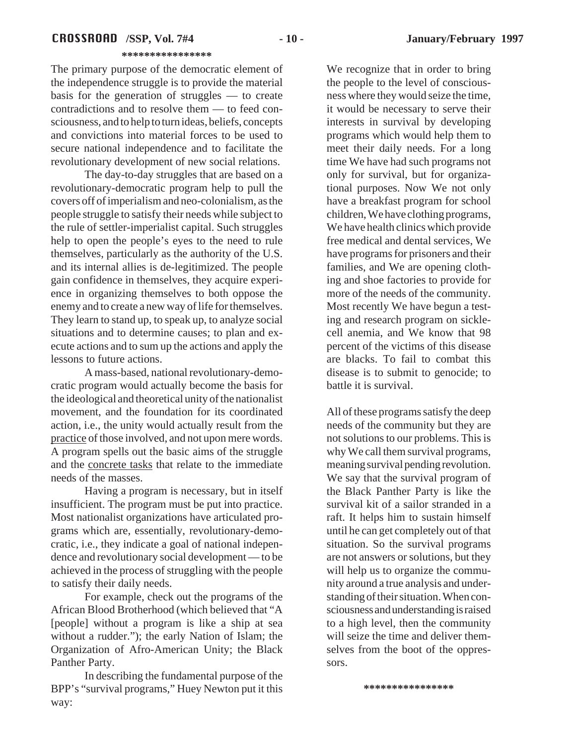***************

The primary purpose of the democratic element of the independence struggle is to provide the material basis for the generation of struggles — to create contradictions and to resolve them — to feed consciousness, and to help to turn ideas, beliefs, concepts and convictions into material forces to be used to secure national independence and to facilitate the revolutionary development of new social relations.

The day-to-day struggles that are based on a revolutionary-democratic program help to pull the covers off of imperialism and neo-colonialism, as the people struggle to satisfy their needs while subject to the rule of settler-imperialist capital. Such struggles help to open the people's eyes to the need to rule themselves, particularly as the authority of the U.S. and its internal allies is de-legitimized. The people gain confidence in themselves, they acquire experience in organizing themselves to both oppose the enemy and to create a new way of life for themselves. They learn to stand up, to speak up, to analyze social situations and to determine causes; to plan and execute actions and to sum up the actions and apply the lessons to future actions.

A mass-based, national revolutionary-democratic program would actually become the basis for the ideological and theoretical unity of the nationalist movement, and the foundation for its coordinated action, i.e., the unity would actually result from the practice of those involved, and not upon mere words. A program spells out the basic aims of the struggle and the concrete tasks that relate to the immediate needs of the masses.

Having a program is necessary, but in itself insufficient. The program must be put into practice. Most nationalist organizations have articulated programs which are, essentially, revolutionary-democratic, i.e., they indicate a goal of national independence and revolutionary social development — to be achieved in the process of struggling with the people to satisfy their daily needs.

For example, check out the programs of the African Blood Brotherhood (which believed that "A [people] without a program is like a ship at sea without a rudder."); the early Nation of Islam; the Organization of Afro-American Unity; the Black Panther Party.

In describing the fundamental purpose of the BPP's "survival programs," Huey Newton put it this way:

We recognize that in order to bring the people to the level of consciousness where they would seize the time, it would be necessary to serve their interests in survival by developing programs which would help them to meet their daily needs. For a long time We have had such programs not only for survival, but for organizational purposes. Now We not only have a breakfast program for school children, We have clothing programs, We have health clinics which provide free medical and dental services, We have programs for prisoners and their families, and We are opening clothing and shoe factories to provide for more of the needs of the community. Most recently We have begun a testing and research program on sickle-cell anemia, and We know that 98 percent of the victims of this disease are blacks. To fail to combat this disease is to submit to genocide; to battle it is survival.

All of these programs satisfy the deep needs of the community but they are not solutions to our problems. This is why We call them survival programs, meaning survival pending revolution. We say that the survival program of the Black Panther Party is like the survival kit of a sailor stranded in a raft. It helps him to sustain himself until he can get completely out of that situation. So the survival programs are not answers or solutions, but they will help us to organize the community around a true analysis and understanding of their situation. When consciousness and understanding is raised to a high level, then the community will seize the time and deliver themselves from the boot of the oppressors.

***************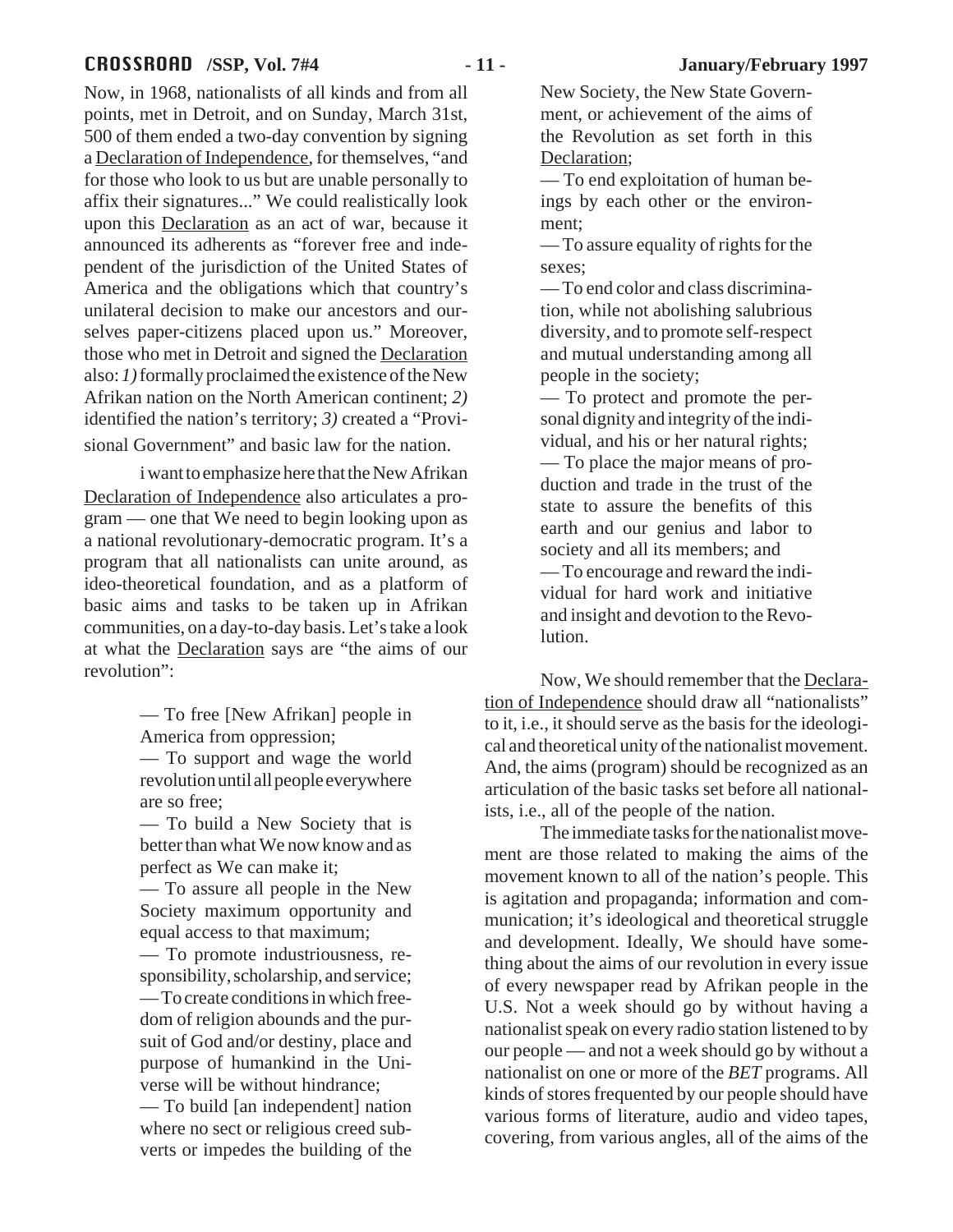Now, in 1968, nationalists of all kinds and from all points, met in Detroit, and on Sunday, March 31st, 500 of them ended a two-day convention by signing a Declaration of Independence, for themselves, "and for those who look to us but are unable personally to affix their signatures..." We could realistically look upon this Declaration as an act of war, because it announced its adherents as "forever free and independent of the jurisdiction of the United States of America and the obligations which that country's unilateral decision to make our ancestors and ourselves paper-citizens placed upon us." Moreover, those who met in Detroit and signed the Declaration also: *1)* formally proclaimed the existence of the New Afrikan nation on the North American continent; *2)* identified the nation's territory; *3)* created a "Provisional Government" and basic law for the nation.

i want to emphasize here that the New Afrikan Declaration of Independence also articulates a program — one that We need to begin looking upon as a national revolutionary-democratic program. It's a program that all nationalists can unite around, as ideo-theoretical foundation, and as a platform of basic aims and tasks to be taken up in Afrikan communities, on a day-to-day basis. Let's take a look at what the Declaration says are "the aims of our revolution":

> — To free [New Afrikan] people in America from oppression;
> — To support and wage the world revolution until all people everywhere are so free;
> — To build a New Society that is better than what We now know and as perfect as We can make it;
> — To assure all people in the New Society maximum opportunity and equal access to that maximum;
> — To promote industriousness, responsibility, scholarship, and service;
> — To create conditions in which freedom of religion abounds and the pursuit of God and/or destiny, place and purpose of humankind in the Universe will be without hindrance;
> — To build [an independent] nation where no sect or religious creed subverts or impedes the building of the New Society, the New State Government, or achievement of the aims of the Revolution as set forth in this Declaration;
> — To end exploitation of human beings by each other or the environment;
> — To assure equality of rights for the sexes;
> — To end color and class discrimination, while not abolishing salubrious diversity, and to promote self-respect and mutual understanding among all people in the society;
> — To protect and promote the personal dignity and integrity of the individual, and his or her natural rights;
> — To place the major means of production and trade in the trust of the state to assure the benefits of this earth and our genius and labor to society and all its members; and
> — To encourage and reward the individual for hard work and initiative and insight and devotion to the Revolution.

Now, We should remember that the Declaration of Independence should draw all "nationalists" to it, i.e., it should serve as the basis for the ideological and theoretical unity of the nationalist movement. And, the aims (program) should be recognized as an articulation of the basic tasks set before all nationalists, i.e., all of the people of the nation.

The immediate tasks for the nationalist movement are those related to making the aims of the movement known to all of the nation's people. This is agitation and propaganda; information and communication; it's ideological and theoretical struggle and development. Ideally, We should have something about the aims of our revolution in every issue of every newspaper read by Afrikan people in the U.S. Not a week should go by without having a nationalist speak on every radio station listened to by our people — and not a week should go by without a nationalist on one or more of the *BET* programs. All kinds of stores frequented by our people should have various forms of literature, audio and video tapes, covering, from various angles, all of the aims of the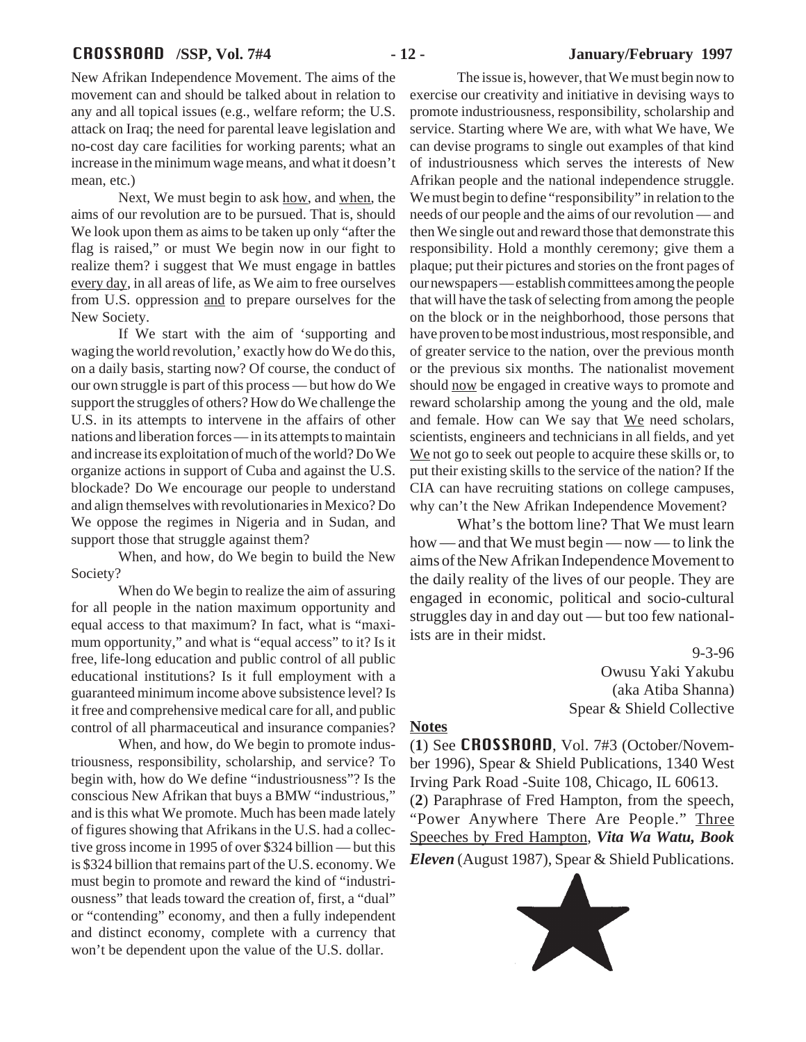New Afrikan Independence Movement. The aims of the movement can and should be talked about in relation to any and all topical issues (e.g., welfare reform; the U.S. attack on Iraq; the need for parental leave legislation and no-cost day care facilities for working parents; what an increase in the minimum wage means, and what it doesn't mean, etc.)

Next, We must begin to ask how, and when, the aims of our revolution are to be pursued. That is, should We look upon them as aims to be taken up only "after the flag is raised," or must We begin now in our fight to realize them? i suggest that We must engage in battles every day, in all areas of life, as We aim to free ourselves from U.S. oppression and to prepare ourselves for the New Society.

If We start with the aim of 'supporting and waging the world revolution,' exactly how do We do this, on a daily basis, starting now? Of course, the conduct of our own struggle is part of this process — but how do We support the struggles of others? How do We challenge the U.S. in its attempts to intervene in the affairs of other nations and liberation forces — in its attempts to maintain and increase its exploitation of much of the world? Do We organize actions in support of Cuba and against the U.S. blockade? Do We encourage our people to understand and align themselves with revolutionaries in Mexico? Do We oppose the regimes in Nigeria and in Sudan, and support those that struggle against them?

When, and how, do We begin to build the New Society?

When do We begin to realize the aim of assuring for all people in the nation maximum opportunity and equal access to that maximum? In fact, what is "maximum opportunity," and what is "equal access" to it? Is it free, life-long education and public control of all public educational institutions? Is it full employment with a guaranteed minimum income above subsistence level? Is it free and comprehensive medical care for all, and public control of all pharmaceutical and insurance companies?

When, and how, do We begin to promote industriousness, responsibility, scholarship, and service? To begin with, how do We define "industriousness"? Is the conscious New Afrikan that buys a BMW "industrious," and is this what We promote. Much has been made lately of figures showing that Afrikans in the U.S. had a collective gross income in 1995 of over $324 billion — but this is $324 billion that remains part of the U.S. economy. We must begin to promote and reward the kind of "industriousness" that leads toward the creation of, first, a "dual" or "contending" economy, and then a fully independent and distinct economy, complete with a currency that won't be dependent upon the value of the U.S. dollar.

The issue is, however, that We must begin now to exercise our creativity and initiative in devising ways to promote industriousness, responsibility, scholarship and service. Starting where We are, with what We have, We can devise programs to single out examples of that kind of industriousness which serves the interests of New Afrikan people and the national independence struggle. We must begin to define "responsibility" in relation to the needs of our people and the aims of our revolution — and then We single out and reward those that demonstrate this responsibility. Hold a monthly ceremony; give them a plaque; put their pictures and stories on the front pages of our newspapers — establish committees among the people that will have the task of selecting from among the people on the block or in the neighborhood, those persons that have proven to be most industrious, most responsible, and of greater service to the nation, over the previous month or the previous six months. The nationalist movement should now be engaged in creative ways to promote and reward scholarship among the young and the old, male and female. How can We say that We need scholars, scientists, engineers and technicians in all fields, and yet We not go to seek out people to acquire these skills or, to put their existing skills to the service of the nation? If the CIA can have recruiting stations on college campuses, why can't the New Afrikan Independence Movement?

What's the bottom line? That We must learn how — and that We must begin — now — to link the aims of the New Afrikan Independence Movement to the daily reality of the lives of our people. They are engaged in economic, political and socio-cultural struggles day in and day out — but too few nationalists are in their midst.

9-3-96
Owusu Yaki Yakubu
(aka Atiba Shanna)
Spear & Shield Collective

**Notes**

(**1**) See **CROSSROAD**, Vol. 7#3 (October/November 1996), Spear & Shield Publications, 1340 West Irving Park Road -Suite 108, Chicago, IL 60613.

(**2**) Paraphrase of Fred Hampton, from the speech, "Power Anywhere There Are People." Three Speeches by Fred Hampton, ***Vita Wa Watu, Book Eleven*** (August 1987), Spear & Shield Publications.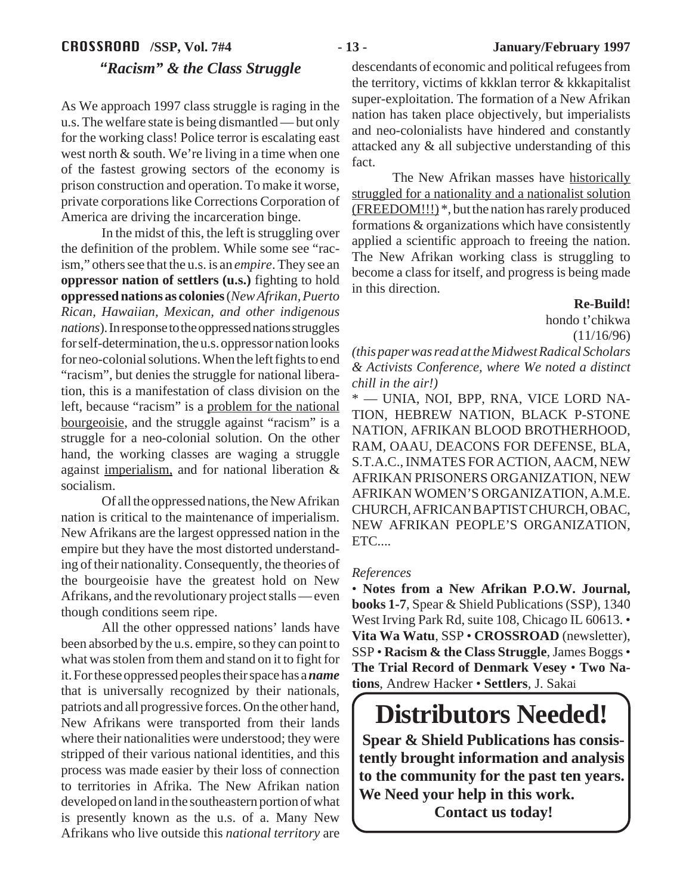## *"Racism" & the Class Struggle*

As We approach 1997 class struggle is raging in the u.s. The welfare state is being dismantled — but only for the working class! Police terror is escalating east west north & south. We're living in a time when one of the fastest growing sectors of the economy is prison construction and operation. To make it worse, private corporations like Corrections Corporation of America are driving the incarceration binge.

In the midst of this, the left is struggling over the definition of the problem. While some see "racism," others see that the u.s. is an *empire*. They see an **oppressor nation of settlers (u.s.)** fighting to hold **oppressed nations as colonies** (*New Afrikan, Puerto Rican, Hawaiian, Mexican, and other indigenous nations*). In response to the oppressed nations struggles for self-determination, the u.s. oppressor nation looks for neo-colonial solutions. When the left fights to end "racism", but denies the struggle for national liberation, this is a manifestation of class division on the left, because "racism" is a <u>problem for the national bourgeoisie</u>, and the struggle against "racism" is a struggle for a neo-colonial solution. On the other hand, the working classes are waging a struggle against <u>imperialism,</u> and for national liberation & socialism.

Of all the oppressed nations, the New Afrikan nation is critical to the maintenance of imperialism. New Afrikans are the largest oppressed nation in the empire but they have the most distorted understanding of their nationality. Consequently, the theories of the bourgeoisie have the greatest hold on New Afrikans, and the revolutionary project stalls — even though conditions seem ripe.

All the other oppressed nations' lands have been absorbed by the u.s. empire, so they can point to what was stolen from them and stand on it to fight for it. For these oppressed peoples their space has a ***name*** that is universally recognized by their nationals, patriots and all progressive forces. On the other hand, New Afrikans were transported from their lands where their nationalities were understood; they were stripped of their various national identities, and this process was made easier by their loss of connection to territories in Afrika. The New Afrikan nation developed on land in the southeastern portion of what is presently known as the u.s. of a. Many New Afrikans who live outside this *national territory* are descendants of economic and political refugees from the territory, victims of kkklan terror & kkkapitalist super-exploitation. The formation of a New Afrikan nation has taken place objectively, but imperialists and neo-colonialists have hindered and constantly attacked any & all subjective understanding of this fact.

The New Afrikan masses have <u>historically struggled for a nationality and a nationalist solution (FREEDOM!!!)</u> *, but the nation has rarely produced formations & organizations which have consistently applied a scientific approach to freeing the nation. The New Afrikan working class is struggling to become a class for itself, and progress is being made in this direction.

**Re-Build!**

hondo t'chikwa

(11/16/96)

*(this paper was read at the Midwest Radical Scholars & Activists Conference, where We noted a distinct chill in the air!)*

* — UNIA, NOI, BPP, RNA, VICE LORD NATION, HEBREW NATION, BLACK P-STONE NATION, AFRIKAN BLOOD BROTHERHOOD, RAM, OAAU, DEACONS FOR DEFENSE, BLA, S.T.A.C., INMATES FOR ACTION, AACM, NEW AFRIKAN PRISONERS ORGANIZATION, NEW AFRIKAN WOMEN'S ORGANIZATION, A.M.E. CHURCH, AFRICAN BAPTIST CHURCH, OBAC, NEW AFRIKAN PEOPLE'S ORGANIZATION, ETC....

*References*

• **Notes from a New Afrikan P.O.W. Journal, books 1-7**, Spear & Shield Publications (SSP), 1340 West Irving Park Rd, suite 108, Chicago IL 60613. • **Vita Wa Watu**, SSP • **CROSSROAD** (newsletter), SSP • **Racism & the Class Struggle**, James Boggs • **The Trial Record of Denmark Vesey** • **Two Nations**, Andrew Hacker • **Settlers**, J. Sakai

# Distributors Needed!

**Spear & Shield Publications has consistently brought information and analysis to the community for the past ten years. We Need your help in this work.**

**Contact us today!**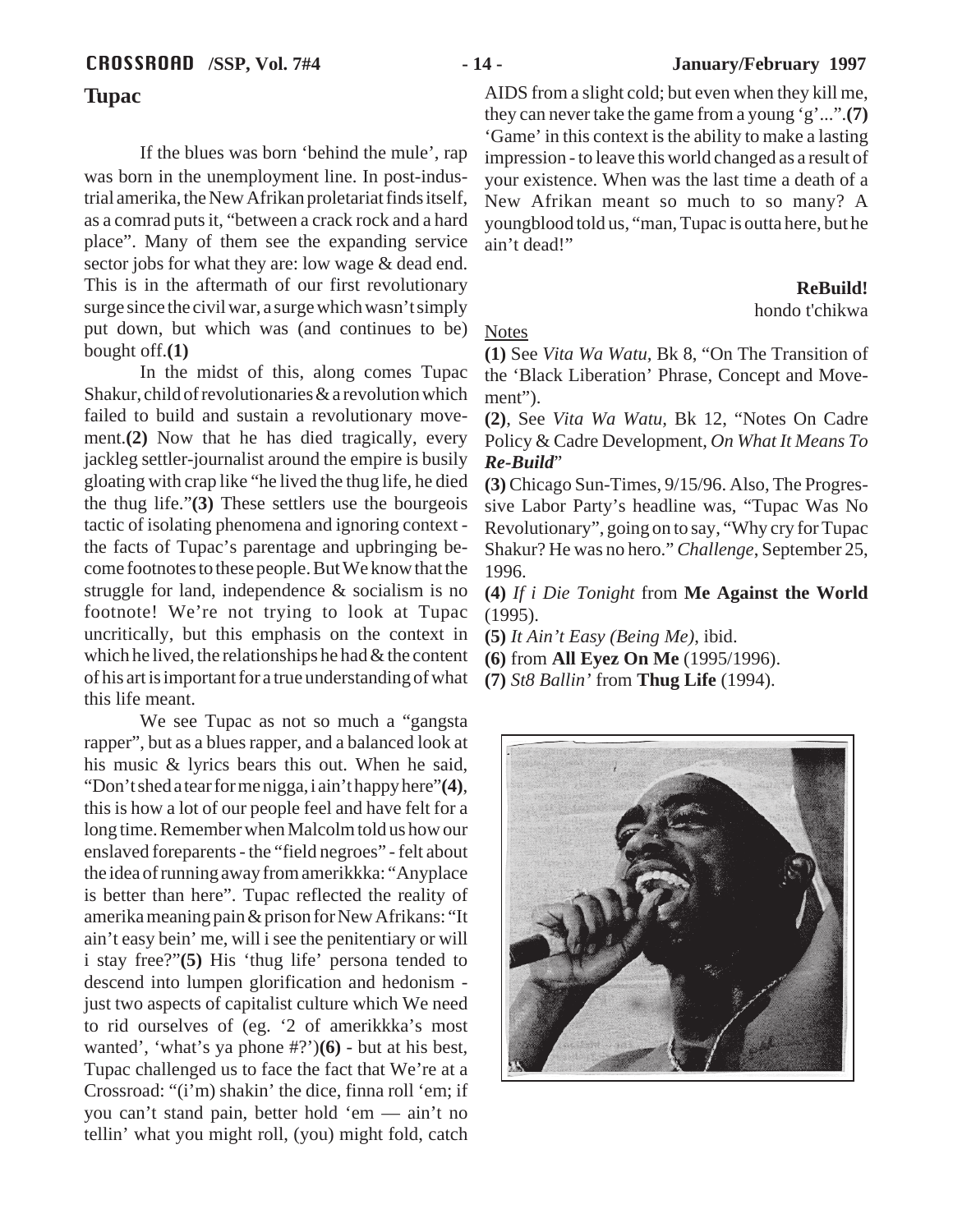## Tupac

If the blues was born 'behind the mule', rap was born in the unemployment line. In post-industrial amerika, the New Afrikan proletariat finds itself, as a comrad puts it, "between a crack rock and a hard place". Many of them see the expanding service sector jobs for what they are: low wage & dead end. This is in the aftermath of our first revolutionary surge since the civil war, a surge which wasn't simply put down, but which was (and continues to be) bought off.**(1)**

In the midst of this, along comes Tupac Shakur, child of revolutionaries & a revolution which failed to build and sustain a revolutionary movement.**(2)** Now that he has died tragically, every jackleg settler-journalist around the empire is busily gloating with crap like "he lived the thug life, he died the thug life."**(3)** These settlers use the bourgeois tactic of isolating phenomena and ignoring context - the facts of Tupac's parentage and upbringing become footnotes to these people. But We know that the struggle for land, independence & socialism is no footnote! We're not trying to look at Tupac uncritically, but this emphasis on the context in which he lived, the relationships he had & the content of his art is important for a true understanding of what this life meant.

We see Tupac as not so much a "gangsta rapper", but as a blues rapper, and a balanced look at his music & lyrics bears this out. When he said, "Don't shed a tear for me nigga, i ain't happy here"**(4)**, this is how a lot of our people feel and have felt for a long time. Remember when Malcolm told us how our enslaved foreparents - the "field negroes" - felt about the idea of running away from amerikkka: "Anyplace is better than here". Tupac reflected the reality of amerika meaning pain & prison for New Afrikans: "It ain't easy bein' me, will i see the penitentiary or will i stay free?"**(5)** His 'thug life' persona tended to descend into lumpen glorification and hedonism - just two aspects of capitalist culture which We need to rid ourselves of (eg. '2 of amerikkka's most wanted', 'what's ya phone #?')**(6)** - but at his best, Tupac challenged us to face the fact that We're at a Crossroad: "(i'm) shakin' the dice, finna roll 'em; if you can't stand pain, better hold 'em — ain't no tellin' what you might roll, (you) might fold, catch AIDS from a slight cold; but even when they kill me, they can never take the game from a young 'g'...".**(7)** 'Game' in this context is the ability to make a lasting impression - to leave this world changed as a result of your existence. When was the last time a death of a New Afrikan meant so much to so many? A youngblood told us, "man, Tupac is outta here, but he ain't dead!"

**ReBuild!**
hondo t'chikwa

Notes

**(1)** See *Vita Wa Watu*, Bk 8, "On The Transition of the 'Black Liberation' Phrase, Concept and Movement").

**(2)**, See *Vita Wa Watu*, Bk 12, "Notes On Cadre Policy & Cadre Development, *On What It Means To **Re-Build***"

**(3)** Chicago Sun-Times, 9/15/96. Also, The Progressive Labor Party's headline was, "Tupac Was No Revolutionary", going on to say, "Why cry for Tupac Shakur? He was no hero." *Challenge*, September 25, 1996.

**(4)** *If i Die Tonight* from **Me Against the World** (1995).

**(5)** *It Ain't Easy (Being Me)*, ibid.

**(6)** from **All Eyez On Me** (1995/1996).

**(7)** *St8 Ballin'* from **Thug Life** (1994).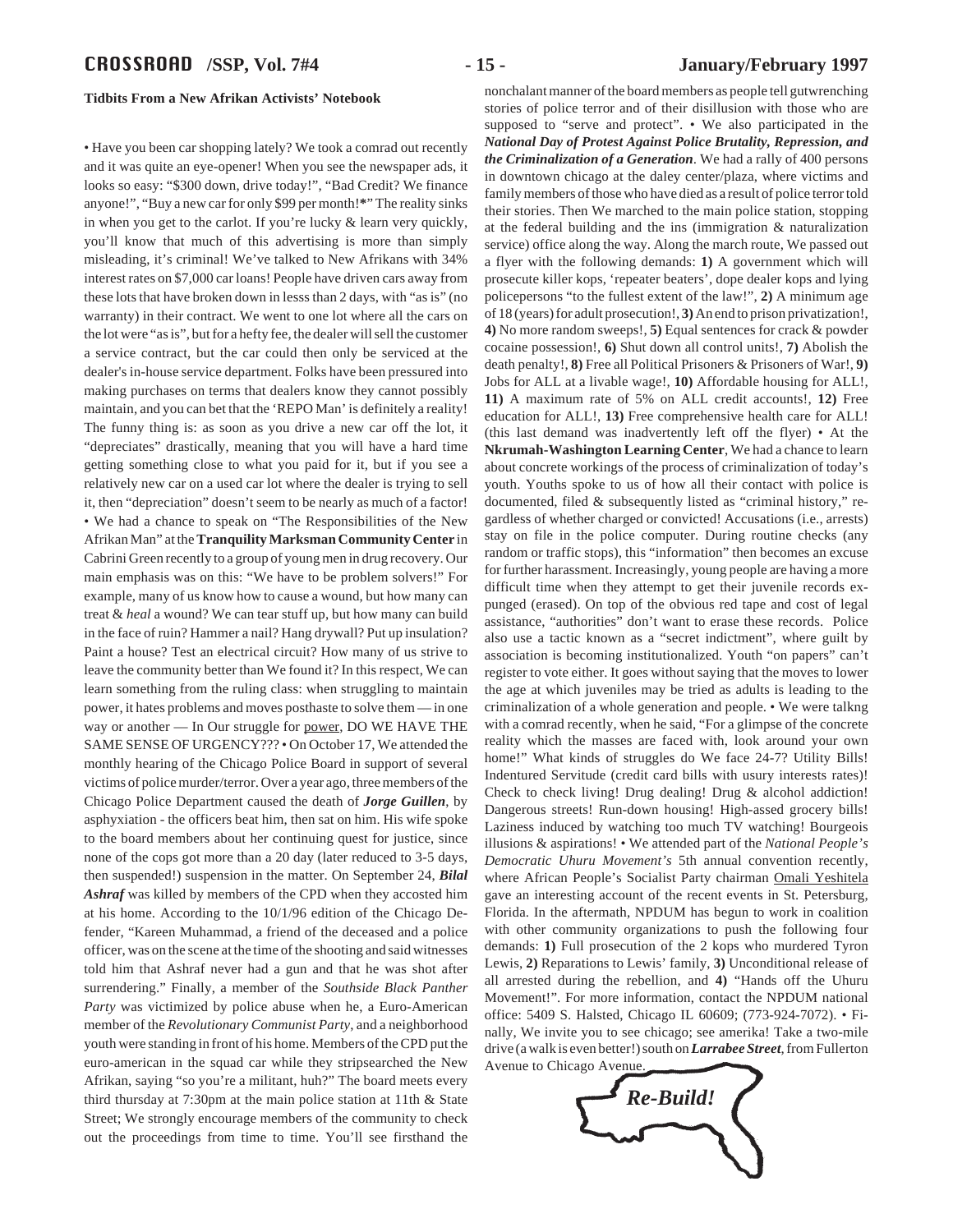### Tidbits From a New Afrikan Activists' Notebook

• Have you been car shopping lately? We took a comrad out recently and it was quite an eye-opener! When you see the newspaper ads, it looks so easy: "$300 down, drive today!", "Bad Credit? We finance anyone!", "Buy a new car for only $99 per month!*" The reality sinks in when you get to the carlot. If you're lucky & learn very quickly, you'll know that much of this advertising is more than simply misleading, it's criminal! We've talked to New Afrikans with 34% interest rates on $7,000 car loans! People have driven cars away from these lots that have broken down in lesss than 2 days, with "as is" (no warranty) in their contract. We went to one lot where all the cars on the lot were "as is", but for a hefty fee, the dealer will sell the customer a service contract, but the car could then only be serviced at the dealer's in-house service department. Folks have been pressured into making purchases on terms that dealers know they cannot possibly maintain, and you can bet that the 'REPO Man' is definitely a reality! The funny thing is: as soon as you drive a new car off the lot, it "depreciates" drastically, meaning that you will have a hard time getting something close to what you paid for it, but if you see a relatively new car on a used car lot where the dealer is trying to sell it, then "depreciation" doesn't seem to be nearly as much of a factor! • We had a chance to speak on "The Responsibilities of the New Afrikan Man" at the **Tranquility Marksman Community Center** in Cabrini Green recently to a group of young men in drug recovery. Our main emphasis was on this: "We have to be problem solvers!" For example, many of us know how to cause a wound, but how many can treat & *heal* a wound? We can tear stuff up, but how many can build in the face of ruin? Hammer a nail? Hang drywall? Put up insulation? Paint a house? Test an electrical circuit? How many of us strive to leave the community better than We found it? In this respect, We can learn something from the ruling class: when struggling to maintain power, it hates problems and moves posthaste to solve them — in one way or another — In Our struggle for <u>power</u>, DO WE HAVE THE SAME SENSE OF URGENCY??? • On October 17, We attended the monthly hearing of the Chicago Police Board in support of several victims of police murder/terror. Over a year ago, three members of the Chicago Police Department caused the death of ***Jorge Guillen***, by asphyxiation - the officers beat him, then sat on him. His wife spoke to the board members about her continuing quest for justice, since none of the cops got more than a 20 day (later reduced to 3-5 days, then suspended!) suspension in the matter. On September 24, ***Bilal Ashraf*** was killed by members of the CPD when they accosted him at his home. According to the 10/1/96 edition of the Chicago Defender, "Kareen Muhammad, a friend of the deceased and a police officer, was on the scene at the time of the shooting and said witnesses told him that Ashraf never had a gun and that he was shot after surrendering." Finally, a member of the *Southside Black Panther Party* was victimized by police abuse when he, a Euro-American member of the *Revolutionary Communist Party*, and a neighborhood youth were standing in front of his home. Members of the CPD put the euro-american in the squad car while they stripsearched the New Afrikan, saying "so you're a militant, huh?" The board meets every third thursday at 7:30pm at the main police station at 11th & State Street; We strongly encourage members of the community to check out the proceedings from time to time. You'll see firsthand the nonchalant manner of the board members as people tell gutwrenching stories of police terror and of their disillusion with those who are supposed to "serve and protect". • We also participated in the ***National Day of Protest Against Police Brutality, Repression, and the Criminalization of a Generation***. We had a rally of 400 persons in downtown chicago at the daley center/plaza, where victims and family members of those who have died as a result of police terror told their stories. Then We marched to the main police station, stopping at the federal building and the ins (immigration & naturalization service) office along the way. Along the march route, We passed out a flyer with the following demands: **1)** A government which will prosecute killer kops, 'repeater beaters', dope dealer kops and lying policepersons "to the fullest extent of the law!", **2)** A minimum age of 18 (years) for adult prosecution!, **3)** An end to prison privatization!, **4)** No more random sweeps!, **5)** Equal sentences for crack & powder cocaine possession!, **6)** Shut down all control units!, **7)** Abolish the death penalty!, **8)** Free all Political Prisoners & Prisoners of War!, **9)** Jobs for ALL at a livable wage!, **10)** Affordable housing for ALL!, **11)** A maximum rate of 5% on ALL credit accounts!, **12)** Free education for ALL!, **13)** Free comprehensive health care for ALL! (this last demand was inadvertently left off the flyer) • At the **Nkrumah-Washington Learning Center**, We had a chance to learn about concrete workings of the process of criminalization of today's youth. Youths spoke to us of how all their contact with police is documented, filed & subsequently listed as "criminal history," regardless of whether charged or convicted! Accusations (i.e., arrests) stay on file in the police computer. During routine checks (any random or traffic stops), this "information" then becomes an excuse for further harassment. Increasingly, young people are having a more difficult time when they attempt to get their juvenile records expunged (erased). On top of the obvious red tape and cost of legal assistance, "authorities" don't want to erase these records. Police also use a tactic known as a "secret indictment", where guilt by association is becoming institutionalized. Youth "on papers" can't register to vote either. It goes without saying that the moves to lower the age at which juveniles may be tried as adults is leading to the criminalization of a whole generation and people. • We were talkng with a comrad recently, when he said, "For a glimpse of the concrete reality which the masses are faced with, look around your own home!" What kinds of struggles do We face 24-7? Utility Bills! Indentured Servitude (credit card bills with usury interests rates)! Check to check living! Drug dealing! Drug & alcohol addiction! Dangerous streets! Run-down housing! High-assed grocery bills! Laziness induced by watching too much TV watching! Bourgeois illusions & aspirations! • We attended part of the *National People's Democratic Uhuru Movement's* 5th annual convention recently, where African People's Socialist Party chairman <u>Omali Yeshitela</u> gave an interesting account of the recent events in St. Petersburg, Florida. In the aftermath, NPDUM has begun to work in coalition with other community organizations to push the following four demands: **1)** Full prosecution of the 2 kops who murdered Tyron Lewis, **2)** Reparations to Lewis' family, **3)** Unconditional release of all arrested during the rebellion, and **4)** "Hands off the Uhuru Movement!". For more information, contact the NPDUM national office: 5409 S. Halsted, Chicago IL 60609; (773-924-7072). • Finally, We invite you to see chicago; see amerika! Take a two-mile drive (a walk is even better!) south on ***Larrabee Street***, from Fullerton Avenue to Chicago Avenue.

***Re-Build!***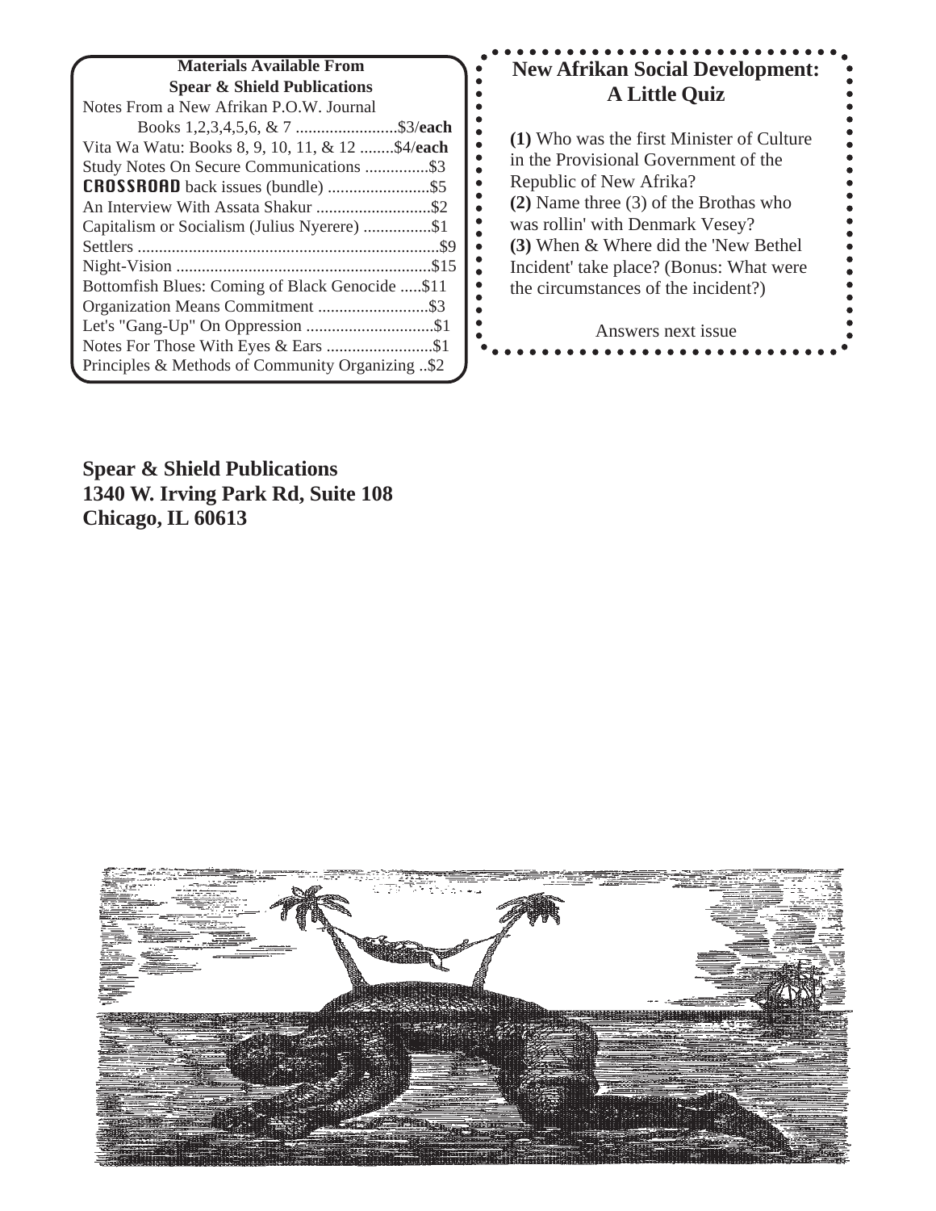**Materials Available From**
**Spear & Shield Publications**

Notes From a New Afrikan P.O.W. Journal
Books 1,2,3,4,5,6, & 7 ........................$3/**each**
Vita Wa Watu: Books 8, 9, 10, 11, & 12 ........$4/**each**
Study Notes On Secure Communications ...............$3
**CROSSROAD** back issues (bundle) ........................$5
An Interview With Assata Shakur ...........................$2
Capitalism or Socialism (Julius Nyerere) ................$1
Settlers .......................................................................$9
Night-Vision ............................................................$15
Bottomfish Blues: Coming of Black Genocide .....$11
Organization Means Commitment ..........................$3
Let's "Gang-Up" On Oppression ..............................$1
Notes For Those With Eyes & Ears .........................$1
Principles & Methods of Community Organizing ..$2

## New Afrikan Social Development: A Little Quiz

**(1)** Who was the first Minister of Culture in the Provisional Government of the Republic of New Afrika?
**(2)** Name three (3) of the Brothas who was rollin' with Denmark Vesey?
**(3)** When & Where did the 'New Bethel Incident' take place? (Bonus: What were the circumstances of the incident?)

Answers next issue

**Spear & Shield Publications**
**1340 W. Irving Park Rd, Suite 108**
**Chicago, IL 60613**